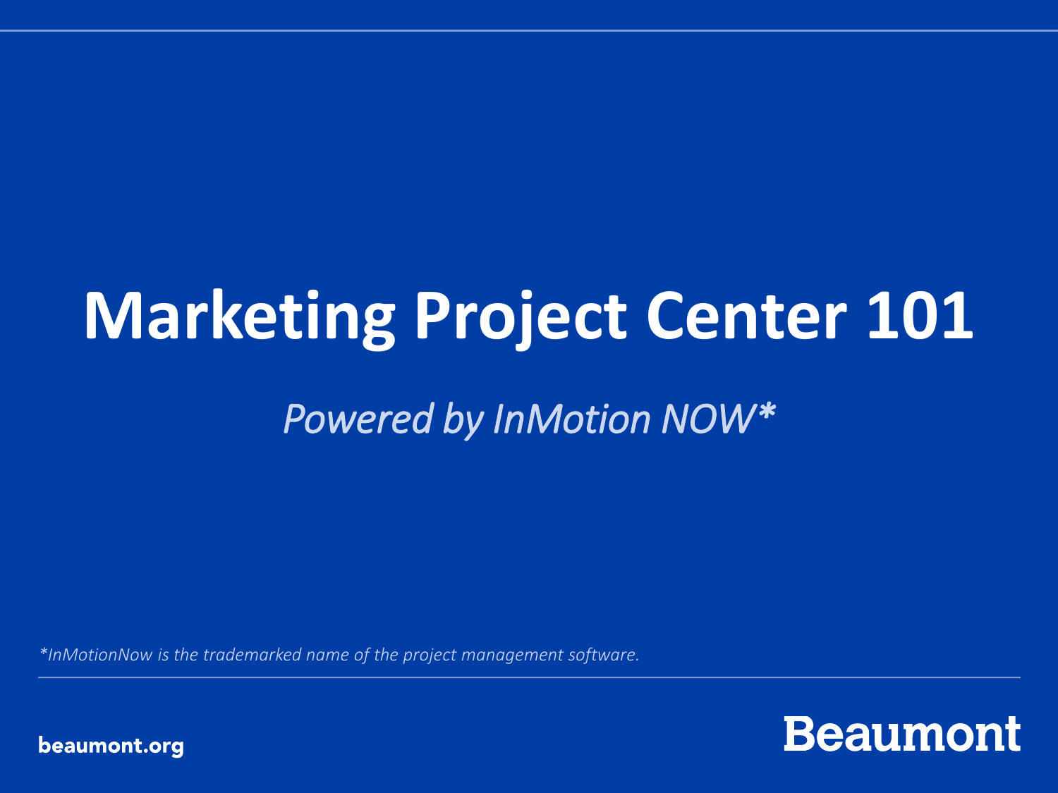# Marketing Project Center 101

*Powered by InMotion NOW**

**InMotionNow is the trademarked name of the project management software.*

beaumont.org

Beaumont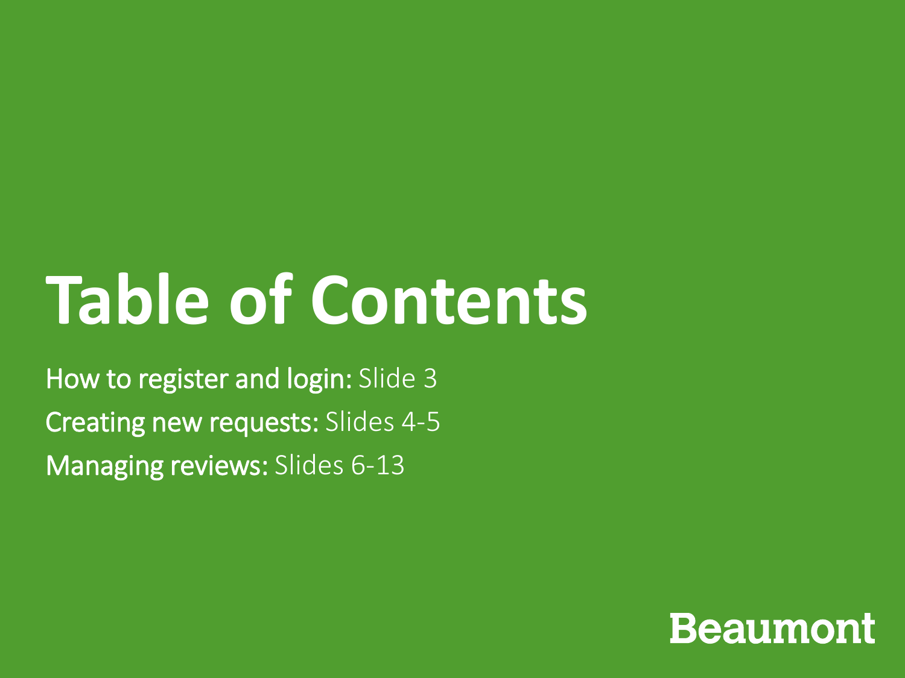# Table of Contents

How to register and login: Slide 3

Creating new requests: Slides 4-5

Managing reviews: Slides 6-13

Beaumont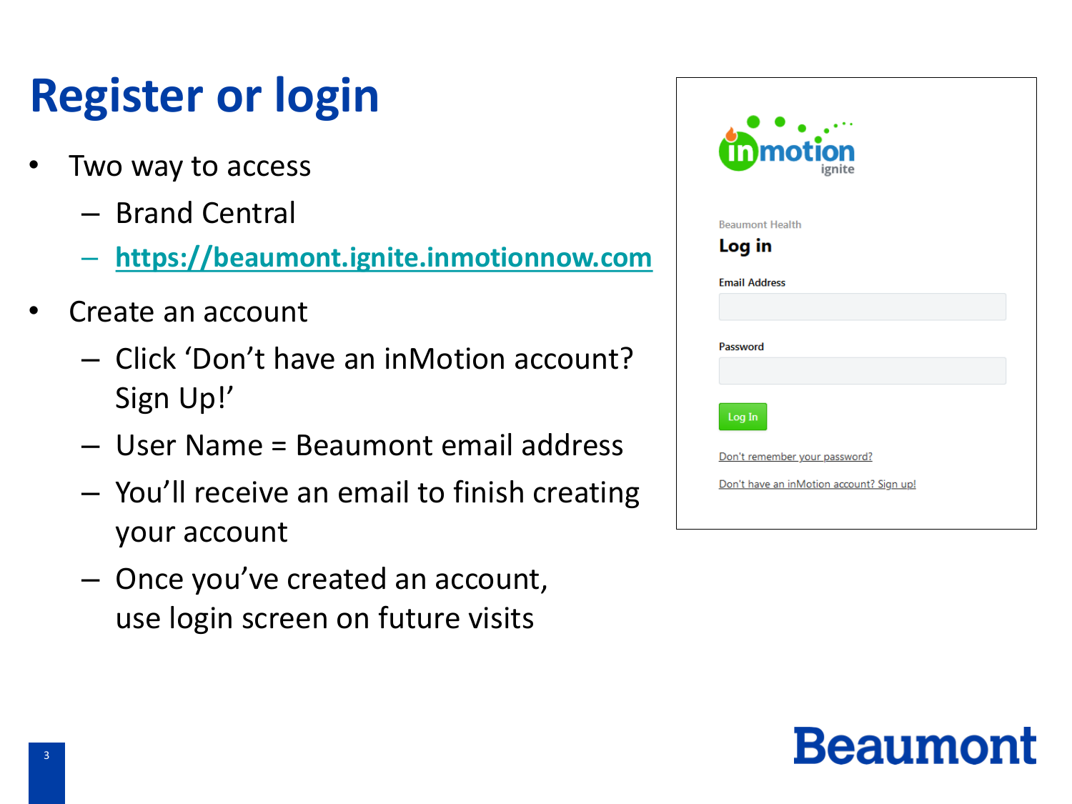# Register or login

- Two way to access
  - Brand Central
  - https://beaumont.ignite.inmotionnow.com
- Create an account
  - Click 'Don't have an inMotion account? Sign Up!'
  - User Name = Beaumont email address
  - You'll receive an email to finish creating your account
  - Once you've created an account, use login screen on future visits

inmotion ignite

Beaumont Health

**Log in**

Email Address

Password

Log In

Don't remember your password?

Don't have an inMotion account? Sign up!

Beaumont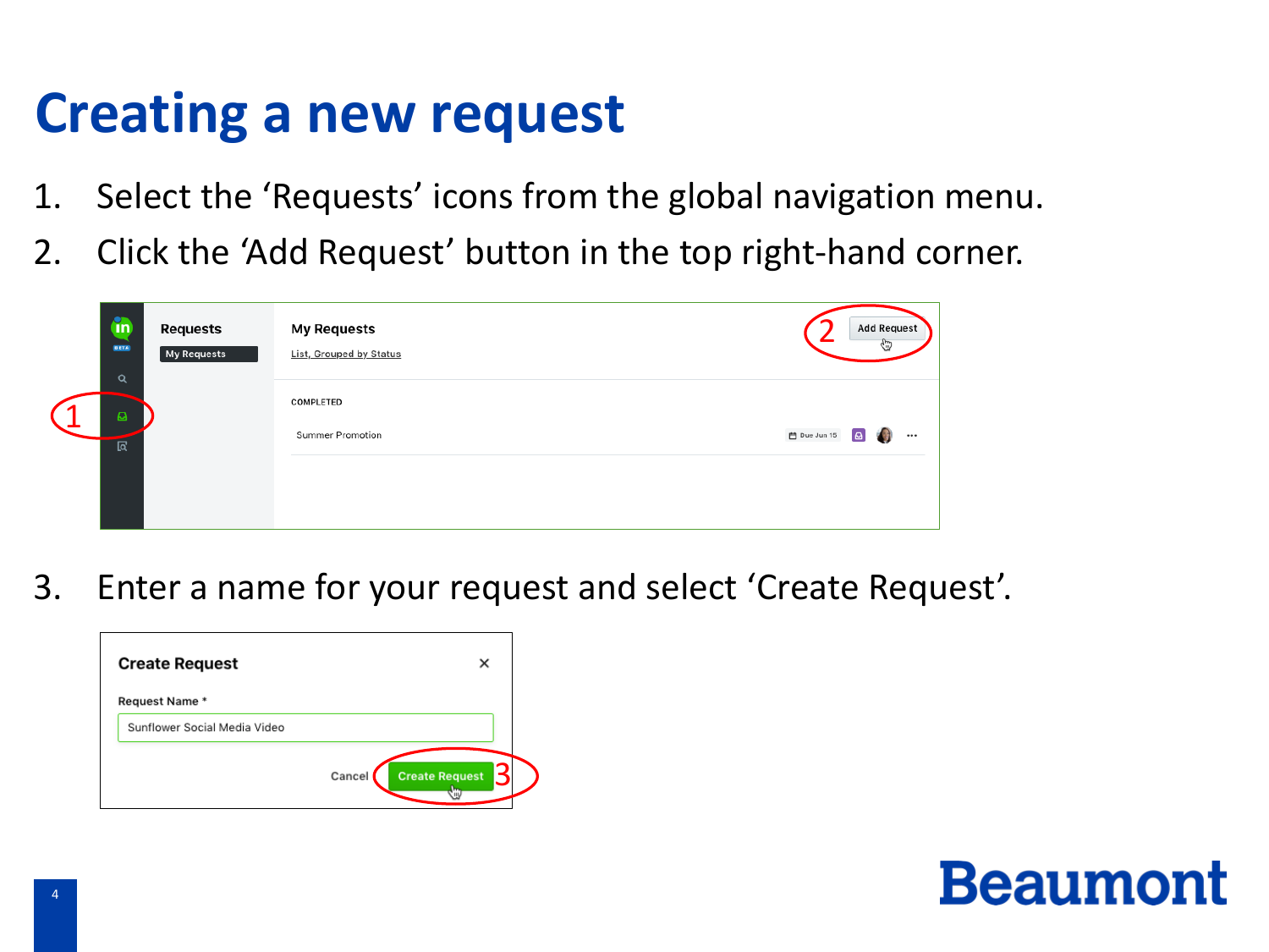# Creating a new request

1. Select the ‘Requests’ icons from the global navigation menu.
2. Click the ‘Add Request’ button in the top right-hand corner.

3. Enter a name for your request and select ‘Create Request’.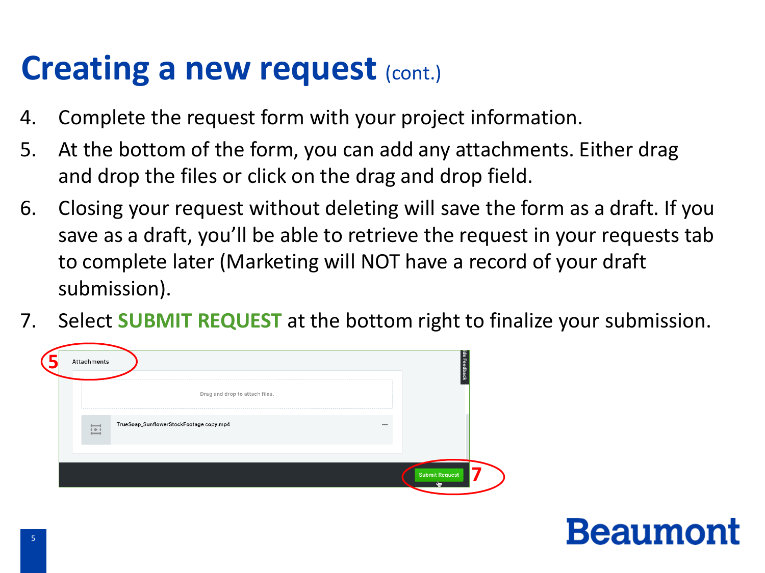# Creating a new request (cont.)

4. Complete the request form with your project information.
5. At the bottom of the form, you can add any attachments. Either drag and drop the files or click on the drag and drop field.
6. Closing your request without deleting will save the form as a draft. If you save as a draft, you'll be able to retrieve the request in your requests tab to complete later (Marketing will NOT have a record of your draft submission).
7. Select **SUBMIT REQUEST** at the bottom right to finalize your submission.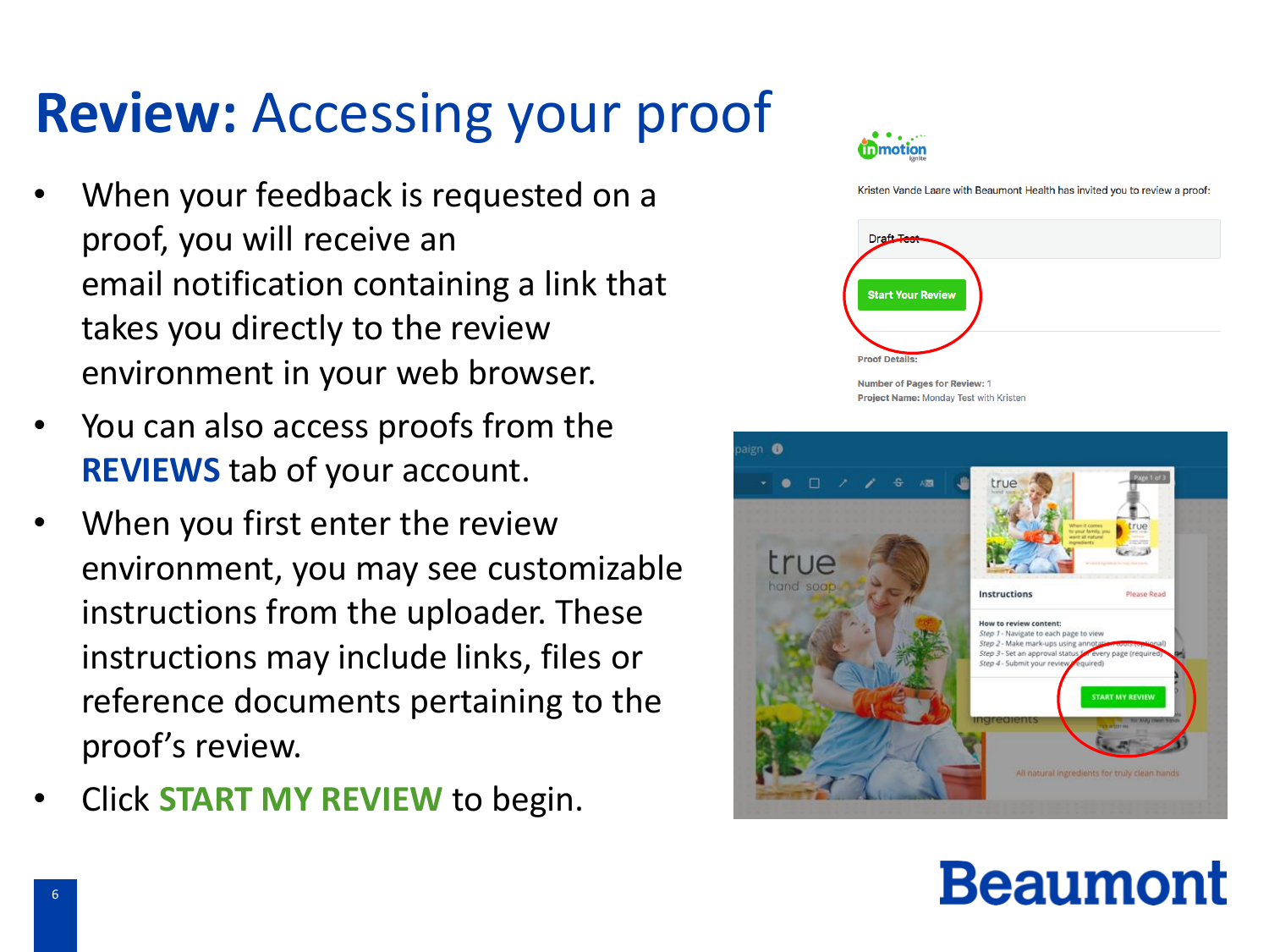# **Review:** Accessing your proof

- When your feedback is requested on a proof, you will receive an email notification containing a link that takes you directly to the review environment in your web browser.
- You can also access proofs from the **REVIEWS** tab of your account.
- When you first enter the review environment, you may see customizable instructions from the uploader. These instructions may include links, files or reference documents pertaining to the proof's review.
- Click **START MY REVIEW** to begin.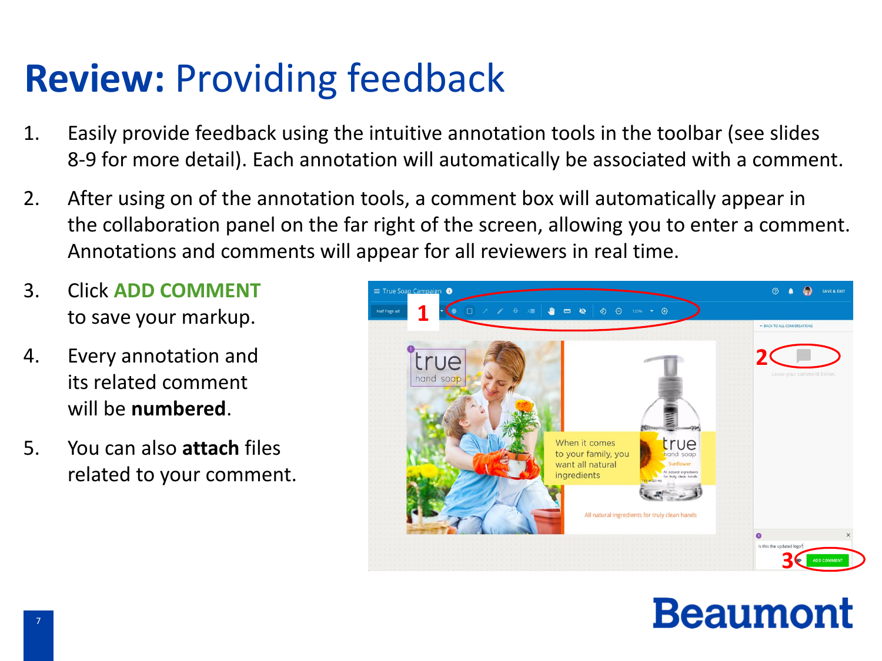# **Review:** Providing feedback

1. Easily provide feedback using the intuitive annotation tools in the toolbar (see slides 8-9 for more detail). Each annotation will automatically be associated with a comment.

2. After using on of the annotation tools, a comment box will automatically appear in the collaboration panel on the far right of the screen, allowing you to enter a comment. Annotations and comments will appear for all reviewers in real time.

3. Click **ADD COMMENT** to save your markup.

4. Every annotation and its related comment will be **numbered**.

5. You can also **attach** files related to your comment.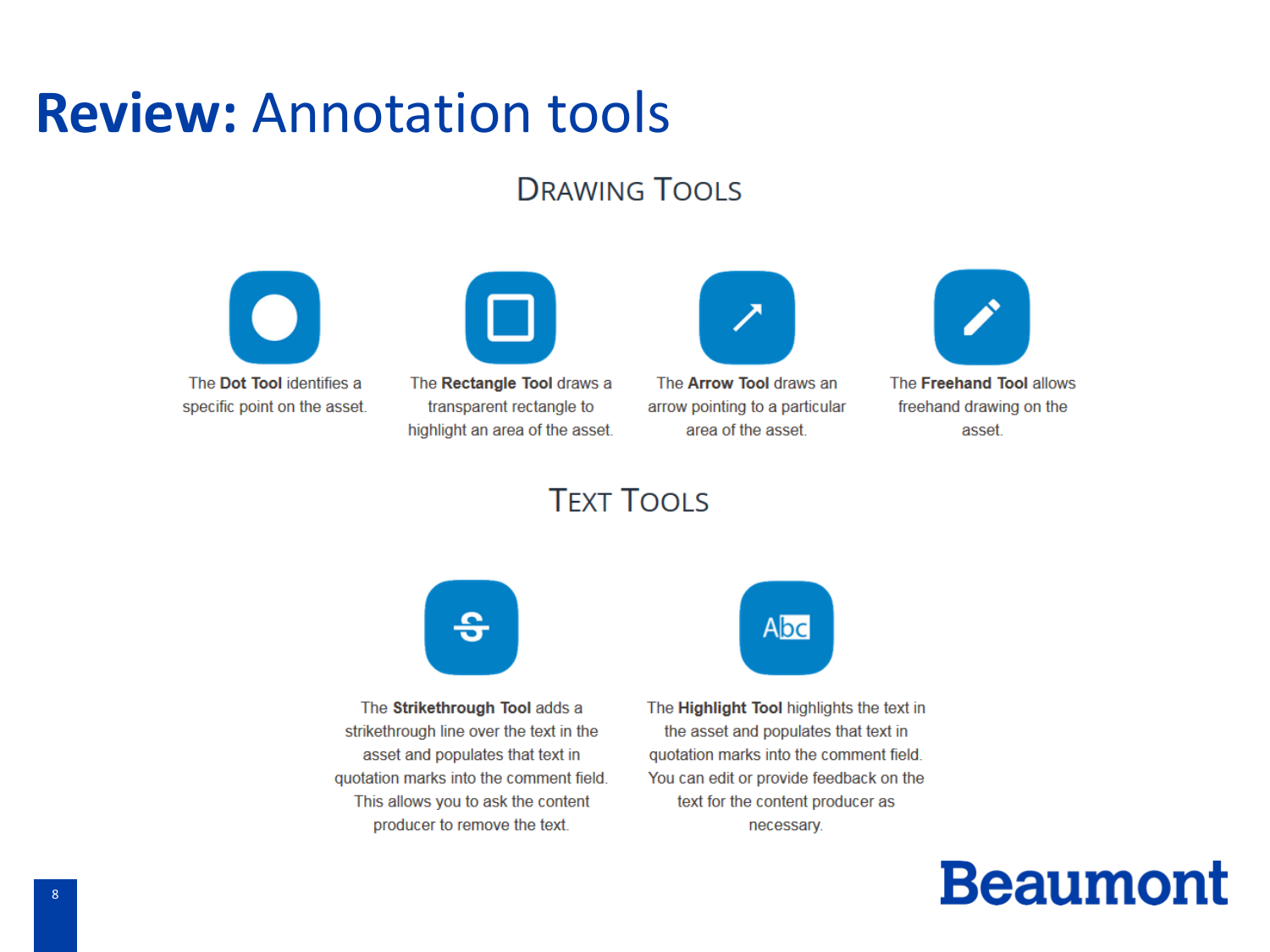# **Review:** Annotation tools

## Drawing Tools

The **Dot Tool** identifies a specific point on the asset.

The **Rectangle Tool** draws a transparent rectangle to highlight an area of the asset.

The **Arrow Tool** draws an arrow pointing to a particular area of the asset.

The **Freehand Tool** allows freehand drawing on the asset.

## Text Tools

The **Strikethrough Tool** adds a strikethrough line over the text in the asset and populates that text in quotation marks into the comment field. This allows you to ask the content producer to remove the text.

The **Highlight Tool** highlights the text in the asset and populates that text in quotation marks into the comment field. You can edit or provide feedback on the text for the content producer as necessary.

Beaumont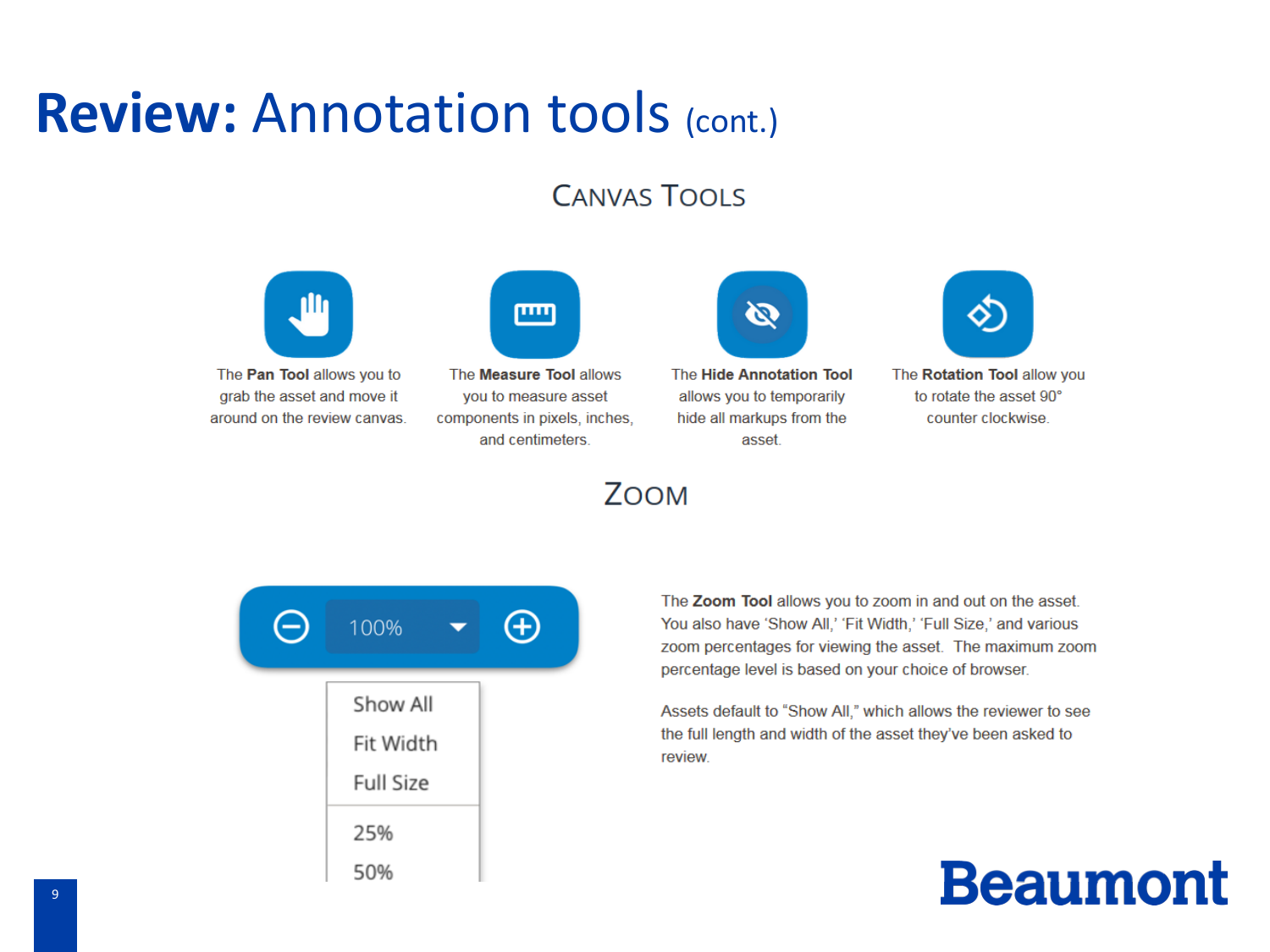# **Review:** Annotation tools (cont.)

## Canvas Tools

The **Pan Tool** allows you to grab the asset and move it around on the review canvas.

The **Measure Tool** allows you to measure asset components in pixels, inches, and centimeters.

The **Hide Annotation Tool** allows you to temporarily hide all markups from the asset.

The **Rotation Tool** allow you to rotate the asset 90° counter clockwise.

## Zoom

100%

- Show All
- Fit Width
- Full Size
- 25%
- 50%

The **Zoom Tool** allows you to zoom in and out on the asset. You also have 'Show All,' 'Fit Width,' 'Full Size,' and various zoom percentages for viewing the asset. The maximum zoom percentage level is based on your choice of browser.

Assets default to "Show All," which allows the reviewer to see the full length and width of the asset they've been asked to review.

Beaumont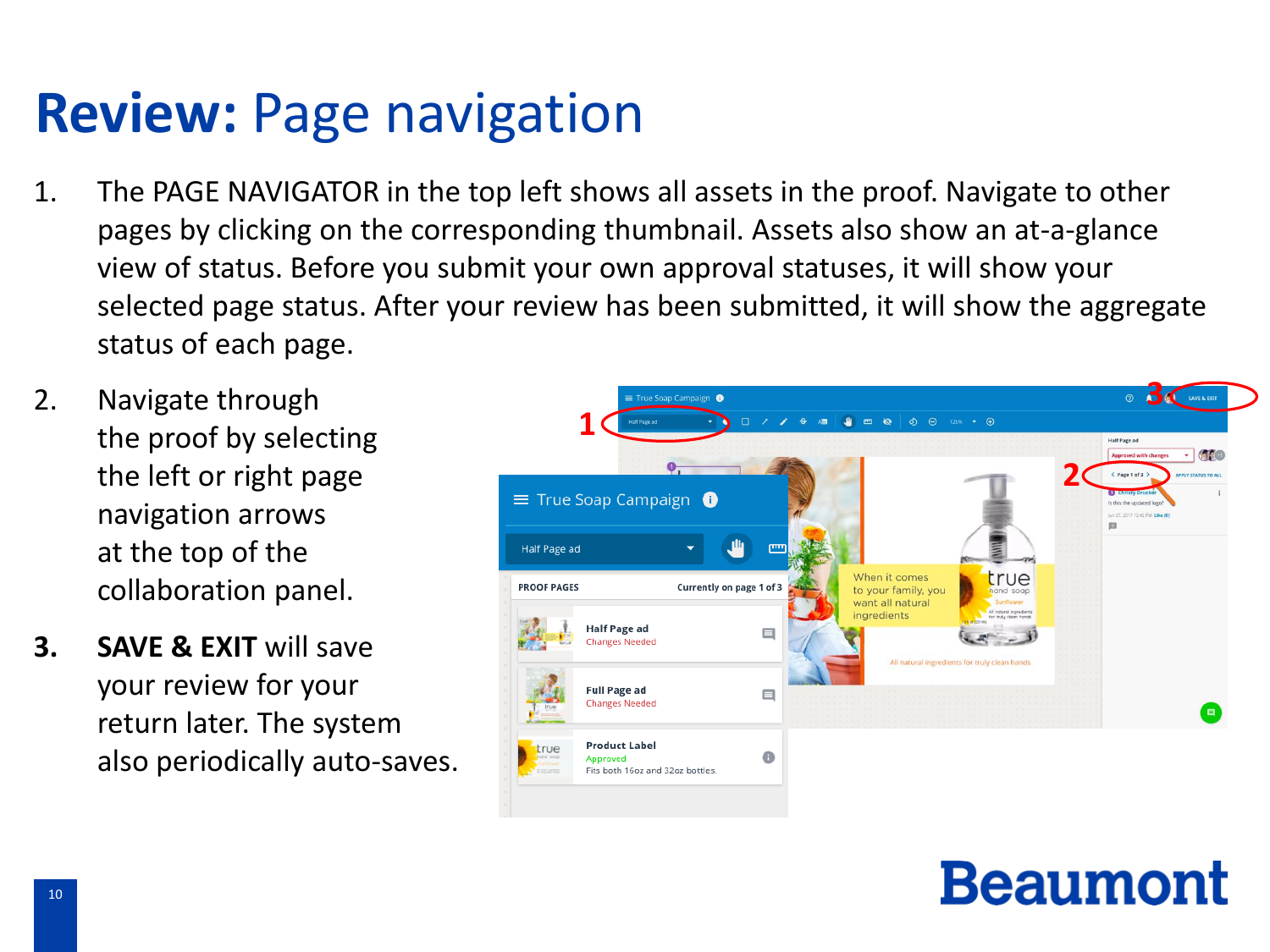# **Review:** Page navigation

1. The PAGE NAVIGATOR in the top left shows all assets in the proof. Navigate to other pages by clicking on the corresponding thumbnail. Assets also show an at-a-glance view of status. Before you submit your own approval statuses, it will show your selected page status. After your review has been submitted, it will show the aggregate status of each page.

2. Navigate through the proof by selecting the left or right page navigation arrows at the top of the collaboration panel.

3. **SAVE & EXIT** will save your review for your return later. The system also periodically auto-saves.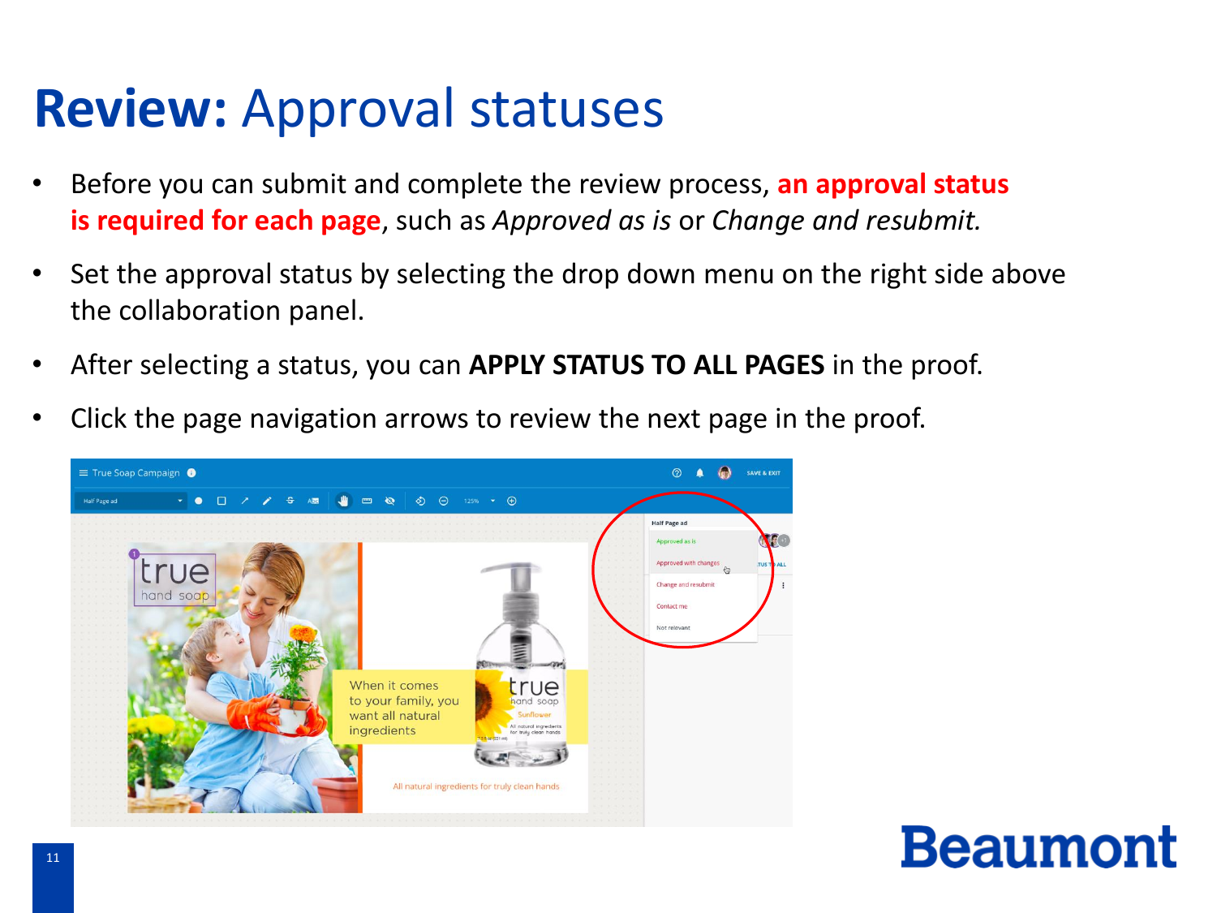# **Review:** Approval statuses

- Before you can submit and complete the review process, **an approval status is required for each page**, such as *Approved as is* or *Change and resubmit.*
- Set the approval status by selecting the drop down menu on the right side above the collaboration panel.
- After selecting a status, you can **APPLY STATUS TO ALL PAGES** in the proof.
- Click the page navigation arrows to review the next page in the proof.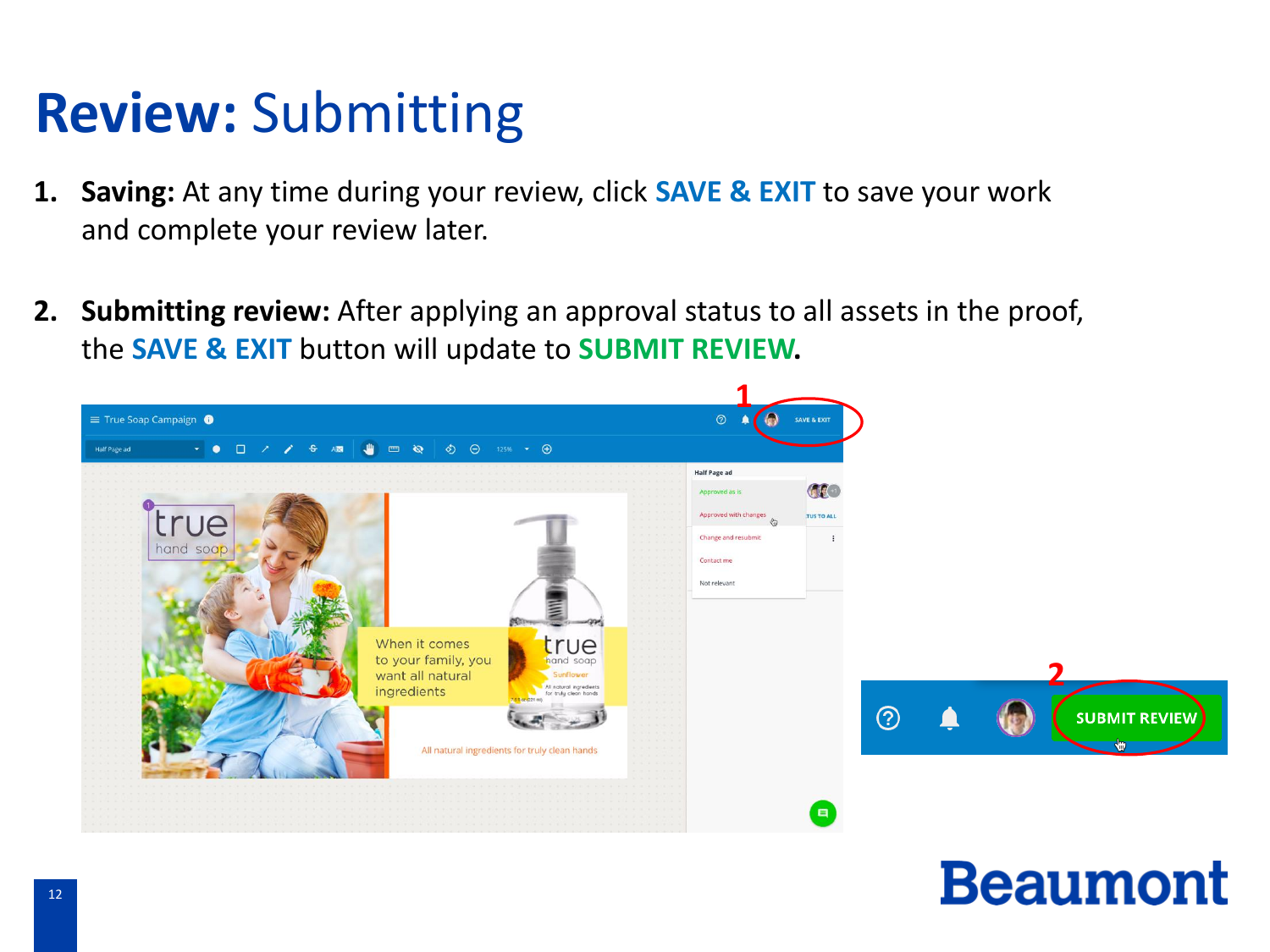# **Review:** Submitting

1. **Saving:** At any time during your review, click **SAVE & EXIT** to save your work and complete your review later.

2. **Submitting review:** After applying an approval status to all assets in the proof, the **SAVE & EXIT** button will update to **SUBMIT REVIEW**.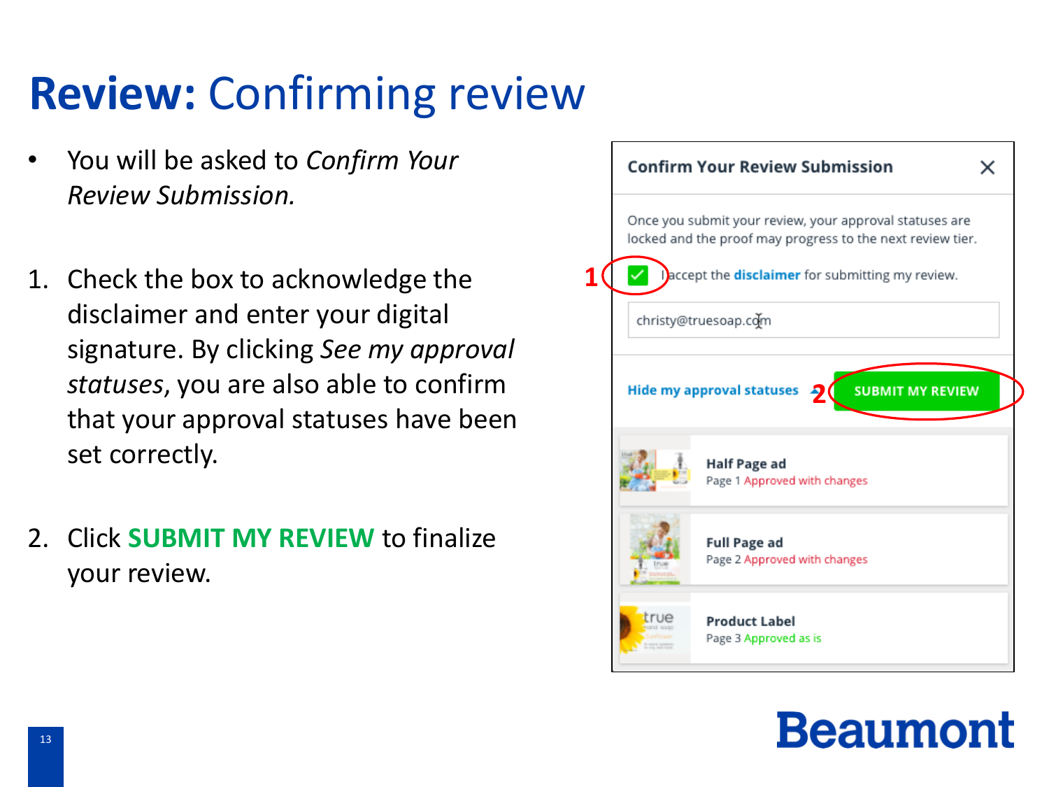# **Review:** Confirming review

- You will be asked to *Confirm Your Review Submission.*

1. Check the box to acknowledge the disclaimer and enter your digital signature. By clicking *See my approval statuses*, you are also able to confirm that your approval statuses have been set correctly.

2. Click **SUBMIT MY REVIEW** to finalize your review.

**Confirm Your Review Submission**

Once you submit your review, your approval statuses are locked and the proof may progress to the next review tier.

1 I accept the **disclaimer** for submitting my review.

christy@truesoap.com

**Hide my approval statuses** 2 **SUBMIT MY REVIEW**

**Half Page ad**
Page 1 Approved with changes

**Full Page ad**
Page 2 Approved with changes

**Product Label**
Page 3 Approved as is

Beaumont